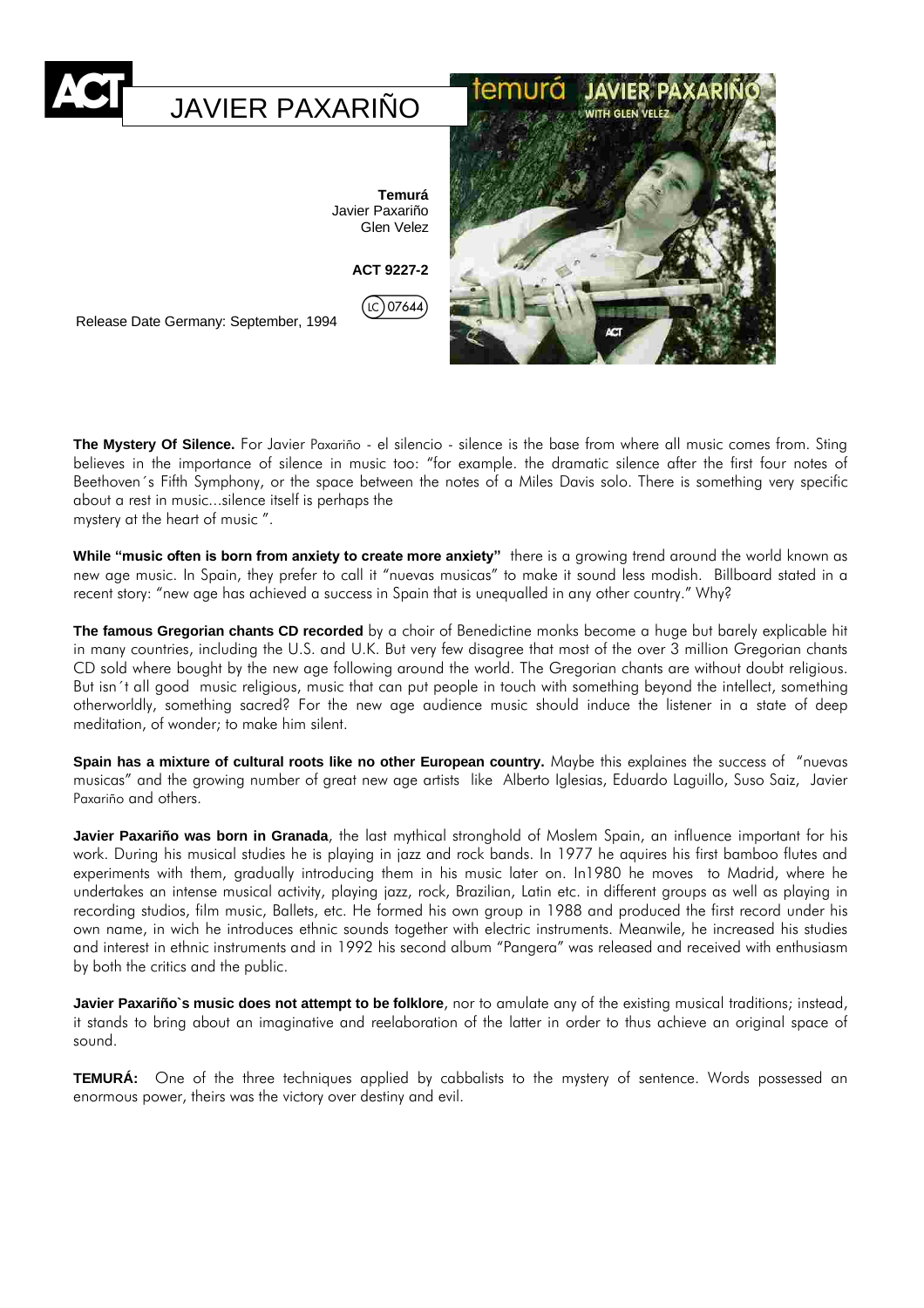ACT

# JAVIER PAXARIÑO

**Temurá**
Javier Paxariño
Glen Velez

**ACT 9227-2**

LC 07644

Release Date Germany: September, 1994

**The Mystery Of Silence.** For Javier Paxariño - el silencio - silence is the base from where all music comes from. Sting believes in the importance of silence in music too: "for example. the dramatic silence after the first four notes of Beethoven´s Fifth Symphony, or the space between the notes of a Miles Davis solo. There is something very specific about a rest in music...silence itself is perhaps the
mystery at the heart of music ".

**While "music often is born from anxiety to create more anxiety"** there is a growing trend around the world known as new age music. In Spain, they prefer to call it "nuevas musicas" to make it sound less modish. Billboard stated in a recent story: "new age has achieved a success in Spain that is unequalled in any other country." Why?

**The famous Gregorian chants CD recorded** by a choir of Benedictine monks become a huge but barely explicable hit in many countries, including the U.S. and U.K. But very few disagree that most of the over 3 million Gregorian chants CD sold where bought by the new age following around the world. The Gregorian chants are without doubt religious. But isn´t all good music religious, music that can put people in touch with something beyond the intellect, something otherworldly, something sacred? For the new age audience music should induce the listener in a state of deep meditation, of wonder; to make him silent.

**Spain has a mixture of cultural roots like no other European country.** Maybe this explains the success of "nuevas musicas" and the growing number of great new age artists like Alberto Iglesias, Eduardo Laguillo, Suso Saiz, Javier Paxariño and others.

**Javier Paxariño was born in Granada**, the last mythical stronghold of Moslem Spain, an influence important for his work. During his musical studies he is playing in jazz and rock bands. In 1977 he aquires his first bamboo flutes and experiments with them, gradually introducing them in his music later on. In1980 he moves to Madrid, where he undertakes an intense musical activity, playing jazz, rock, Brazilian, Latin etc. in different groups as well as playing in recording studios, film music, Ballets, etc. He formed his own group in 1988 and produced the first record under his own name, in wich he introduces ethnic sounds together with electric instruments. Meanwile, he increased his studies and interest in ethnic instruments and in 1992 his second album "Pangera" was released and received with enthusiasm by both the critics and the public.

**Javier Paxariño`s music does not attempt to be folklore**, nor to amulate any of the existing musical traditions; instead, it stands to bring about an imaginative and reelaboration of the latter in order to thus achieve an original space of sound.

**TEMURÁ:** One of the three techniques applied by cabbalists to the mystery of sentence. Words possessed an enormous power, theirs was the victory over destiny and evil.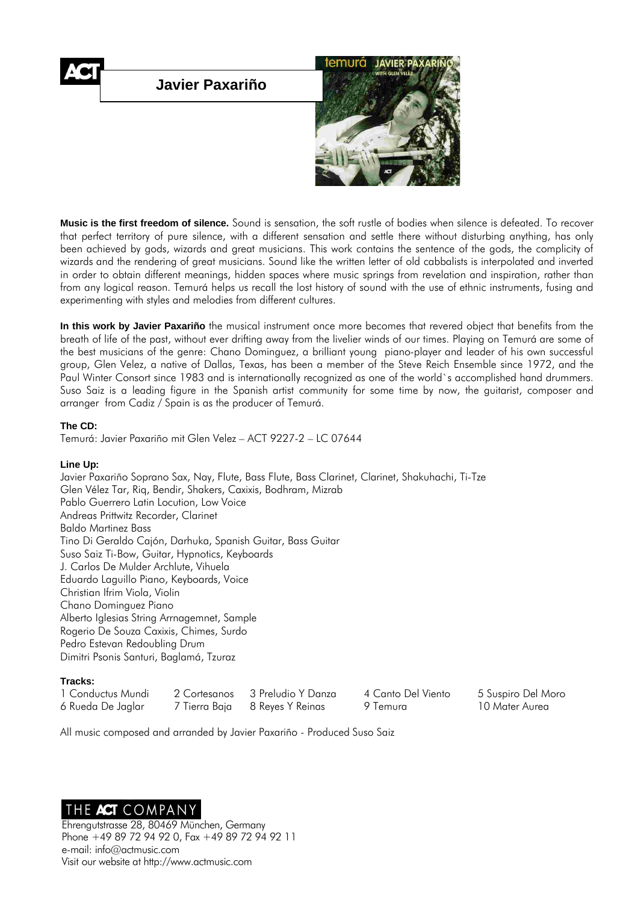ACT

# Javier Paxariño

**Music is the first freedom of silence.** Sound is sensation, the soft rustle of bodies when silence is defeated. To recover that perfect territory of pure silence, with a different sensation and settle there without disturbing anything, has only been achieved by gods, wizards and great musicians. This work contains the sentence of the gods, the complicity of wizards and the rendering of great musicians. Sound like the written letter of old cabbalists is interpolated and inverted in order to obtain different meanings, hidden spaces where music springs from revelation and inspiration, rather than from any logical reason. Temurá helps us recall the lost history of sound with the use of ethnic instruments, fusing and experimenting with styles and melodies from different cultures.

**In this work by Javier Paxariño** the musical instrument once more becomes that revered object that benefits from the breath of life of the past, without ever drifting away from the livelier winds of our times. Playing on Temurá are some of the best musicians of the genre: Chano Dominguez, a brilliant young piano-player and leader of his own successful group, Glen Velez, a native of Dallas, Texas, has been a member of the Steve Reich Ensemble since 1972, and the Paul Winter Consort since 1983 and is internationally recognized as one of the world`s accomplished hand drummers. Suso Saiz is a leading figure in the Spanish artist community for some time by now, the guitarist, composer and arranger from Cadiz / Spain is as the producer of Temurá.

**The CD:**
Temurá: Javier Paxariño mit Glen Velez – ACT 9227-2 – LC 07644

**Line Up:**
Javier Paxariño Soprano Sax, Nay, Flute, Bass Flute, Bass Clarinet, Clarinet, Shakuhachi, Ti-Tze
Glen Vélez Tar, Riq, Bendir, Shakers, Caxixis, Bodhram, Mizrab
Pablo Guerrero Latin Locution, Low Voice
Andreas Prittwitz Recorder, Clarinet
Baldo Martinez Bass
Tino Di Geraldo Cajón, Darhuka, Spanish Guitar, Bass Guitar
Suso Saiz Ti-Bow, Guitar, Hypnotics, Keyboards
J. Carlos De Mulder Archlute, Vihuela
Eduardo Laguillo Piano, Keyboards, Voice
Christian Ifrim Viola, Violin
Chano Dominguez Piano
Alberto Iglesias String Arrnagemnet, Sample
Rogerio De Souza Caxixis, Chimes, Surdo
Pedro Estevan Redoubling Drum
Dimitri Psonis Santuri, Baglamá, Tzuraz

**Tracks:**
1 Conductus Mundi
2 Cortesanos
3 Preludio Y Danza
4 Canto Del Viento
5 Suspiro Del Moro
6 Rueda De Jaglar
7 Tierra Baja
8 Reyes Y Reinas
9 Temura
10 Mater Aurea

All music composed and arranded by Javier Paxariño - Produced Suso Saiz

THE ACT COMPANY
Ehrengutstrasse 28, 80469 München, Germany
Phone +49 89 72 94 92 0, Fax +49 89 72 94 92 11
e-mail: info@actmusic.com
Visit our website at http://www.actmusic.com